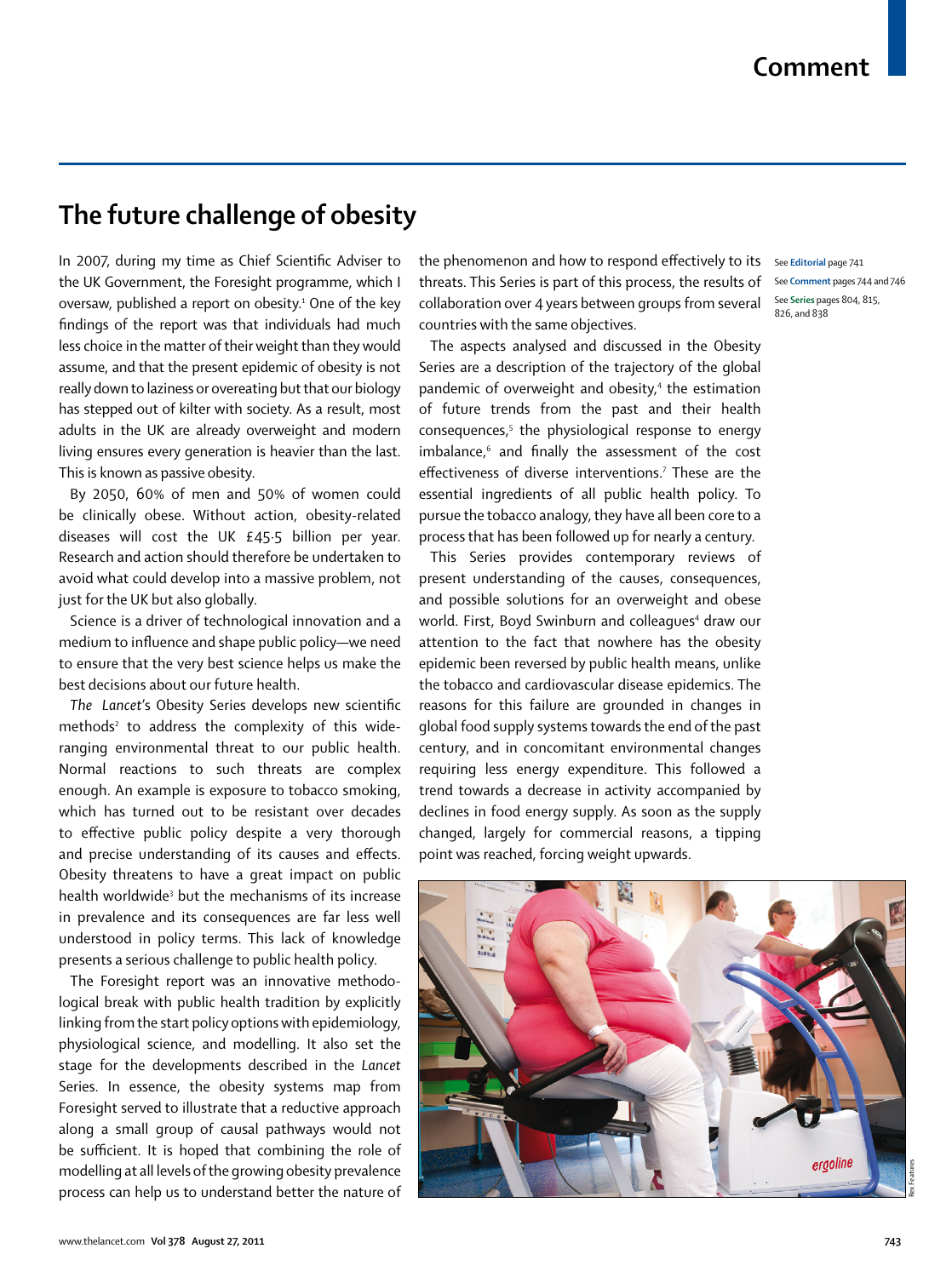Comment

# The future challenge of obesity

In 2007, during my time as Chief Scientific Adviser to the UK Government, the Foresight programme, which I oversaw, published a report on obesity.[1] One of the key findings of the report was that individuals had much less choice in the matter of their weight than they would assume, and that the present epidemic of obesity is not really down to laziness or overeating but that our biology has stepped out of kilter with society. As a result, most adults in the UK are already overweight and modern living ensures every generation is heavier than the last. This is known as passive obesity.

By 2050, 60% of men and 50% of women could be clinically obese. Without action, obesity-related diseases will cost the UK £45·5 billion per year. Research and action should therefore be undertaken to avoid what could develop into a massive problem, not just for the UK but also globally.

Science is a driver of technological innovation and a medium to influence and shape public policy—we need to ensure that the very best science helps us make the best decisions about our future health.

*The Lancet*'s Obesity Series develops new scientific methods[2] to address the complexity of this wide-ranging environmental threat to our public health. Normal reactions to such threats are complex enough. An example is exposure to tobacco smoking, which has turned out to be resistant over decades to effective public policy despite a very thorough and precise understanding of its causes and effects. Obesity threatens to have a great impact on public health worldwide[3] but the mechanisms of its increase in prevalence and its consequences are far less well understood in policy terms. This lack of knowledge presents a serious challenge to public health policy.

The Foresight report was an innovative methodological break with public health tradition by explicitly linking from the start policy options with epidemiology, physiological science, and modelling. It also set the stage for the developments described in the *Lancet* Series. In essence, the obesity systems map from Foresight served to illustrate that a reductive approach along a small group of causal pathways would not be sufficient. It is hoped that combining the role of modelling at all levels of the growing obesity prevalence process can help us to understand better the nature of the phenomenon and how to respond effectively to its threats. This Series is part of this process, the results of collaboration over 4 years between groups from several countries with the same objectives.

The aspects analysed and discussed in the Obesity Series are a description of the trajectory of the global pandemic of overweight and obesity,[4] the estimation of future trends from the past and their health consequences,[5] the physiological response to energy imbalance,[6] and finally the assessment of the cost effectiveness of diverse interventions.[7] These are the essential ingredients of all public health policy. To pursue the tobacco analogy, they have all been core to a process that has been followed up for nearly a century.

This Series provides contemporary reviews of present understanding of the causes, consequences, and possible solutions for an overweight and obese world. First, Boyd Swinburn and colleagues[4] draw our attention to the fact that nowhere has the obesity epidemic been reversed by public health means, unlike the tobacco and cardiovascular disease epidemics. The reasons for this failure are grounded in changes in global food supply systems towards the end of the past century, and in concomitant environmental changes requiring less energy expenditure. This followed a trend towards a decrease in activity accompanied by declines in food energy supply. As soon as the supply changed, largely for commercial reasons, a tipping point was reached, forcing weight upwards.

See **Editorial** page 741

See **Comment** pages 744 and 746

See **Series** pages 804, 815, 826, and 838

Rex Features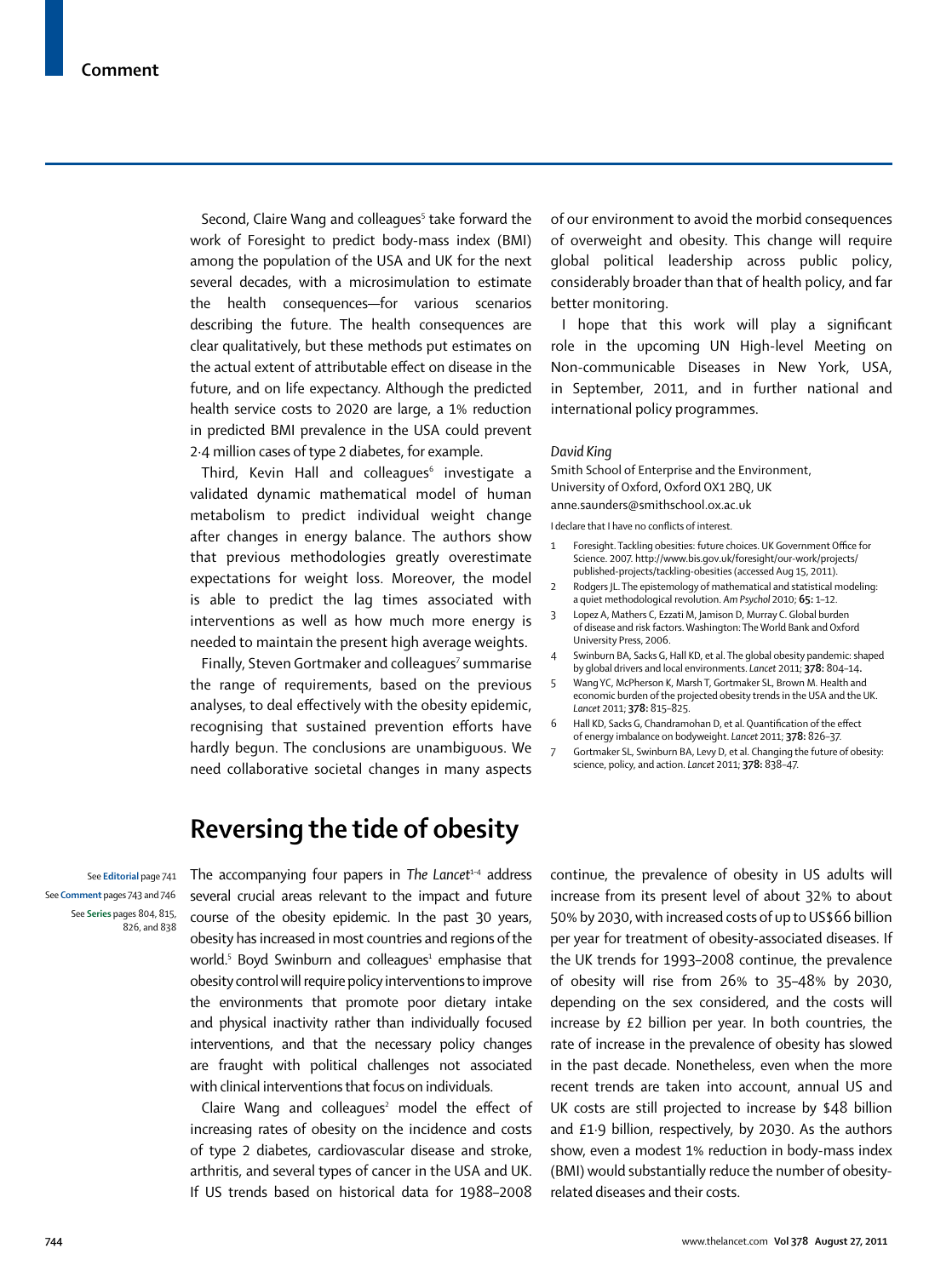Second, Claire Wang and colleagues[5] take forward the work of Foresight to predict body-mass index (BMI) among the population of the USA and UK for the next several decades, with a microsimulation to estimate the health consequences—for various scenarios describing the future. The health consequences are clear qualitatively, but these methods put estimates on the actual extent of attributable effect on disease in the future, and on life expectancy. Although the predicted health service costs to 2020 are large, a 1% reduction in predicted BMI prevalence in the USA could prevent 2·4 million cases of type 2 diabetes, for example.

Third, Kevin Hall and colleagues[6] investigate a validated dynamic mathematical model of human metabolism to predict individual weight change after changes in energy balance. The authors show that previous methodologies greatly overestimate expectations for weight loss. Moreover, the model is able to predict the lag times associated with interventions as well as how much more energy is needed to maintain the present high average weights.

Finally, Steven Gortmaker and colleagues[7] summarise the range of requirements, based on the previous analyses, to deal effectively with the obesity epidemic, recognising that sustained prevention efforts have hardly begun. The conclusions are unambiguous. We need collaborative societal changes in many aspects of our environment to avoid the morbid consequences of overweight and obesity. This change will require global political leadership across public policy, considerably broader than that of health policy, and far better monitoring.

I hope that this work will play a significant role in the upcoming UN High-level Meeting on Non-communicable Diseases in New York, USA, in September, 2011, and in further national and international policy programmes.

*David King*

Smith School of Enterprise and the Environment, University of Oxford, Oxford OX1 2BQ, UK
anne.saunders@smithschool.ox.ac.uk

I declare that I have no conflicts of interest.

1. Foresight. Tackling obesities: future choices. UK Government Office for Science. 2007. http://www.bis.gov.uk/foresight/our-work/projects/published-projects/tackling-obesities (accessed Aug 15, 2011).
2. Rodgers JL. The epistemology of mathematical and statistical modeling: a quiet methodological revolution. *Am Psychol* 2010; **65:** 1–12.
3. Lopez A, Mathers C, Ezzati M, Jamison D, Murray C. Global burden of disease and risk factors. Washington: The World Bank and Oxford University Press, 2006.
4. Swinburn BA, Sacks G, Hall KD, et al. The global obesity pandemic: shaped by global drivers and local environments. *Lancet* 2011; **378:** 804–14.
5. Wang YC, McPherson K, Marsh T, Gortmaker SL, Brown M. Health and economic burden of the projected obesity trends in the USA and the UK. *Lancet* 2011; **378:** 815–825.
6. Hall KD, Sacks G, Chandramohan D, et al. Quantification of the effect of energy imbalance on bodyweight. *Lancet* 2011; **378:** 826–37.
7. Gortmaker SL, Swinburn BA, Levy D, et al. Changing the future of obesity: science, policy, and action. *Lancet* 2011; **378:** 838–47.

# Reversing the tide of obesity

See **Editorial** page 741
See **Comment** pages 743 and 746
See **Series** pages 804, 815, 826, and 838

The accompanying four papers in *The Lancet*[1–4] address several crucial areas relevant to the impact and future course of the obesity epidemic. In the past 30 years, obesity has increased in most countries and regions of the world.[5] Boyd Swinburn and colleagues[1] emphasise that obesity control will require policy interventions to improve the environments that promote poor dietary intake and physical inactivity rather than individually focused interventions, and that the necessary policy changes are fraught with political challenges not associated with clinical interventions that focus on individuals.

Claire Wang and colleagues[2] model the effect of increasing rates of obesity on the incidence and costs of type 2 diabetes, cardiovascular disease and stroke, arthritis, and several types of cancer in the USA and UK. If US trends based on historical data for 1988–2008 continue, the prevalence of obesity in US adults will increase from its present level of about 32% to about 50% by 2030, with increased costs of up to US$66 billion per year for treatment of obesity-associated diseases. If the UK trends for 1993–2008 continue, the prevalence of obesity will rise from 26% to 35–48% by 2030, depending on the sex considered, and the costs will increase by £2 billion per year. In both countries, the rate of increase in the prevalence of obesity has slowed in the past decade. Nonetheless, even when the more recent trends are taken into account, annual US and UK costs are still projected to increase by $48 billion and £1·9 billion, respectively, by 2030. As the authors show, even a modest 1% reduction in body-mass index (BMI) would substantially reduce the number of obesity-related diseases and their costs.